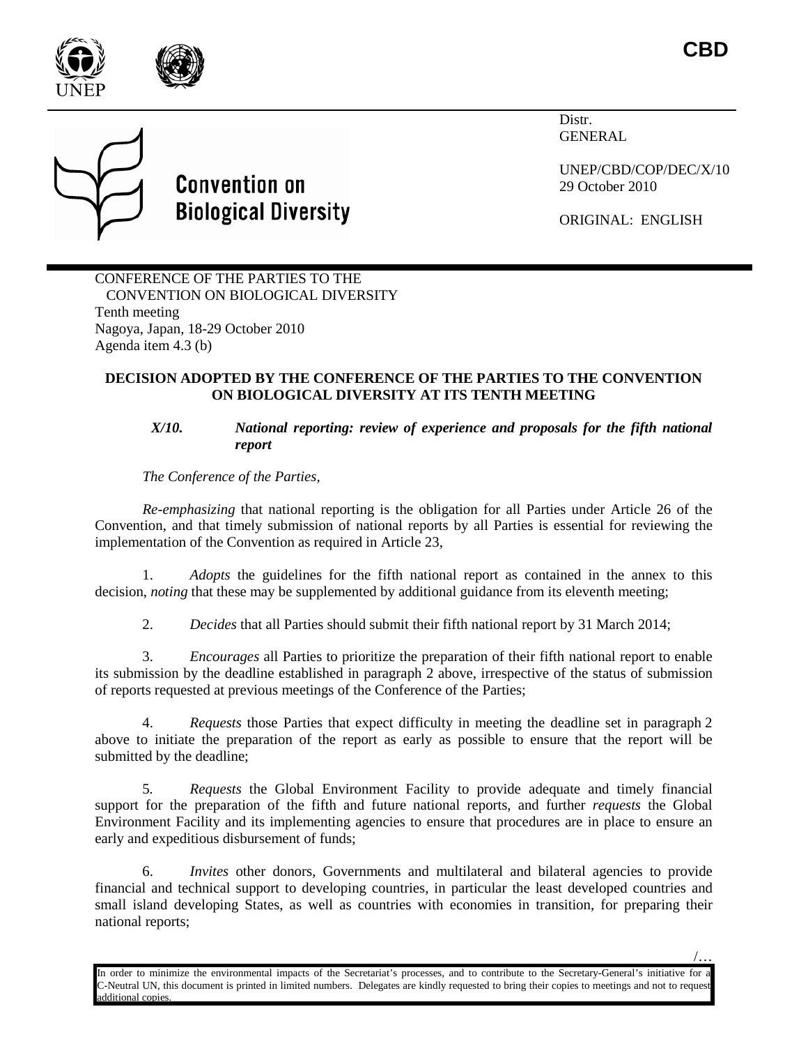**CBD**

Distr.
GENERAL

UNEP/CBD/COP/DEC/X/10
29 October 2010

ORIGINAL: ENGLISH

**Convention on Biological Diversity**

CONFERENCE OF THE PARTIES TO THE CONVENTION ON BIOLOGICAL DIVERSITY
Tenth meeting
Nagoya, Japan, 18-29 October 2010
Agenda item 4.3 (b)

**DECISION ADOPTED BY THE CONFERENCE OF THE PARTIES TO THE CONVENTION ON BIOLOGICAL DIVERSITY AT ITS TENTH MEETING**

***X/10. National reporting: review of experience and proposals for the fifth national report***

*The Conference of the Parties,*

*Re-emphasizing* that national reporting is the obligation for all Parties under Article 26 of the Convention, and that timely submission of national reports by all Parties is essential for reviewing the implementation of the Convention as required in Article 23,

1. *Adopts* the guidelines for the fifth national report as contained in the annex to this decision, *noting* that these may be supplemented by additional guidance from its eleventh meeting;

2. *Decides* that all Parties should submit their fifth national report by 31 March 2014;

3. *Encourages* all Parties to prioritize the preparation of their fifth national report to enable its submission by the deadline established in paragraph 2 above, irrespective of the status of submission of reports requested at previous meetings of the Conference of the Parties;

4. *Requests* those Parties that expect difficulty in meeting the deadline set in paragraph 2 above to initiate the preparation of the report as early as possible to ensure that the report will be submitted by the deadline;

5. *Requests* the Global Environment Facility to provide adequate and timely financial support for the preparation of the fifth and future national reports, and further *requests* the Global Environment Facility and its implementing agencies to ensure that procedures are in place to ensure an early and expeditious disbursement of funds;

6. *Invites* other donors, Governments and multilateral and bilateral agencies to provide financial and technical support to developing countries, in particular the least developed countries and small island developing States, as well as countries with economies in transition, for preparing their national reports;

In order to minimize the environmental impacts of the Secretariat's processes, and to contribute to the Secretary-General's initiative for a C-Neutral UN, this document is printed in limited numbers. Delegates are kindly requested to bring their copies to meetings and not to request additional copies.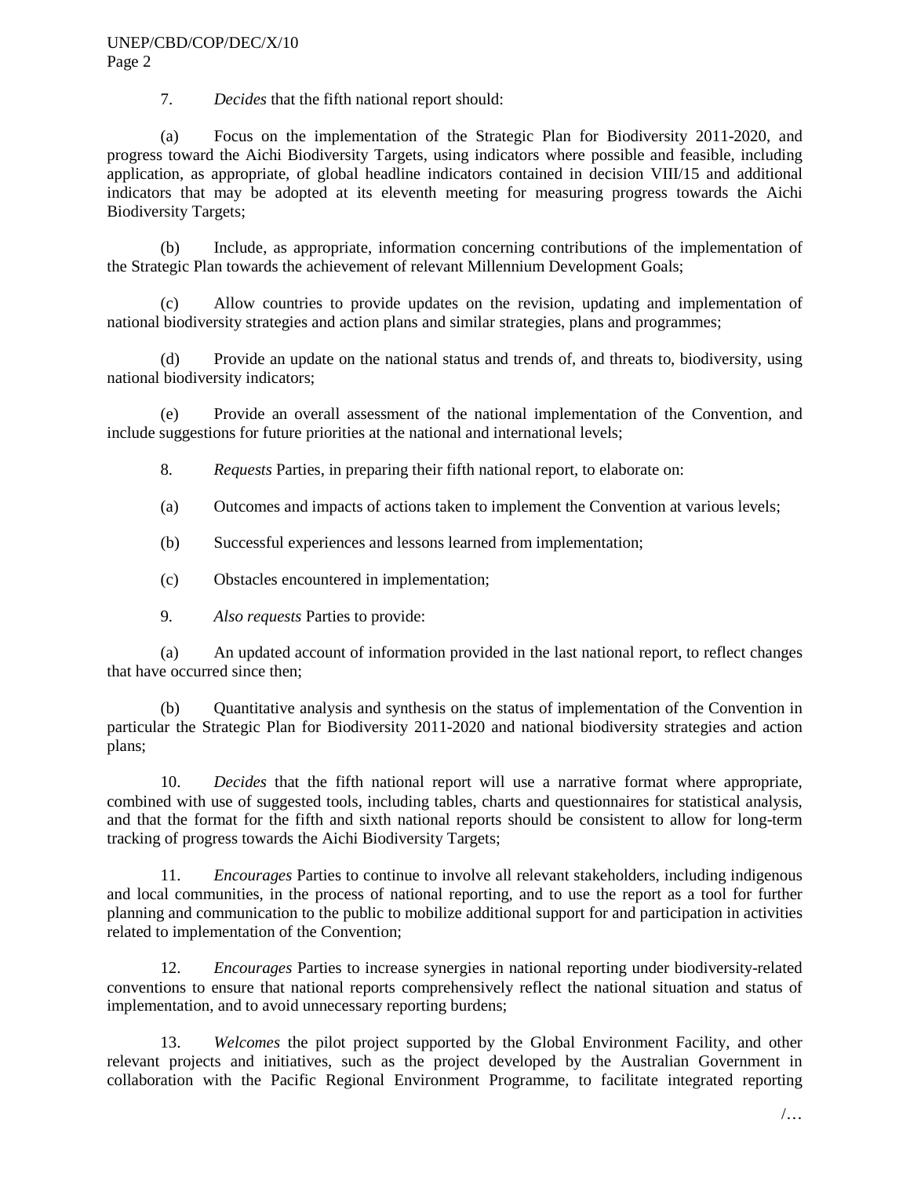7. *Decides* that the fifth national report should:

(a) Focus on the implementation of the Strategic Plan for Biodiversity 2011-2020, and progress toward the Aichi Biodiversity Targets, using indicators where possible and feasible, including application, as appropriate, of global headline indicators contained in decision VIII/15 and additional indicators that may be adopted at its eleventh meeting for measuring progress towards the Aichi Biodiversity Targets;

(b) Include, as appropriate, information concerning contributions of the implementation of the Strategic Plan towards the achievement of relevant Millennium Development Goals;

(c) Allow countries to provide updates on the revision, updating and implementation of national biodiversity strategies and action plans and similar strategies, plans and programmes;

(d) Provide an update on the national status and trends of, and threats to, biodiversity, using national biodiversity indicators;

(e) Provide an overall assessment of the national implementation of the Convention, and include suggestions for future priorities at the national and international levels;

8. *Requests* Parties, in preparing their fifth national report, to elaborate on:

(a) Outcomes and impacts of actions taken to implement the Convention at various levels;

(b) Successful experiences and lessons learned from implementation;

(c) Obstacles encountered in implementation;

9. *Also requests* Parties to provide:

(a) An updated account of information provided in the last national report, to reflect changes that have occurred since then;

(b) Quantitative analysis and synthesis on the status of implementation of the Convention in particular the Strategic Plan for Biodiversity 2011-2020 and national biodiversity strategies and action plans;

10. *Decides* that the fifth national report will use a narrative format where appropriate, combined with use of suggested tools, including tables, charts and questionnaires for statistical analysis, and that the format for the fifth and sixth national reports should be consistent to allow for long-term tracking of progress towards the Aichi Biodiversity Targets;

11. *Encourages* Parties to continue to involve all relevant stakeholders, including indigenous and local communities, in the process of national reporting, and to use the report as a tool for further planning and communication to the public to mobilize additional support for and participation in activities related to implementation of the Convention;

12. *Encourages* Parties to increase synergies in national reporting under biodiversity-related conventions to ensure that national reports comprehensively reflect the national situation and status of implementation, and to avoid unnecessary reporting burdens;

13. *Welcomes* the pilot project supported by the Global Environment Facility, and other relevant projects and initiatives, such as the project developed by the Australian Government in collaboration with the Pacific Regional Environment Programme, to facilitate integrated reporting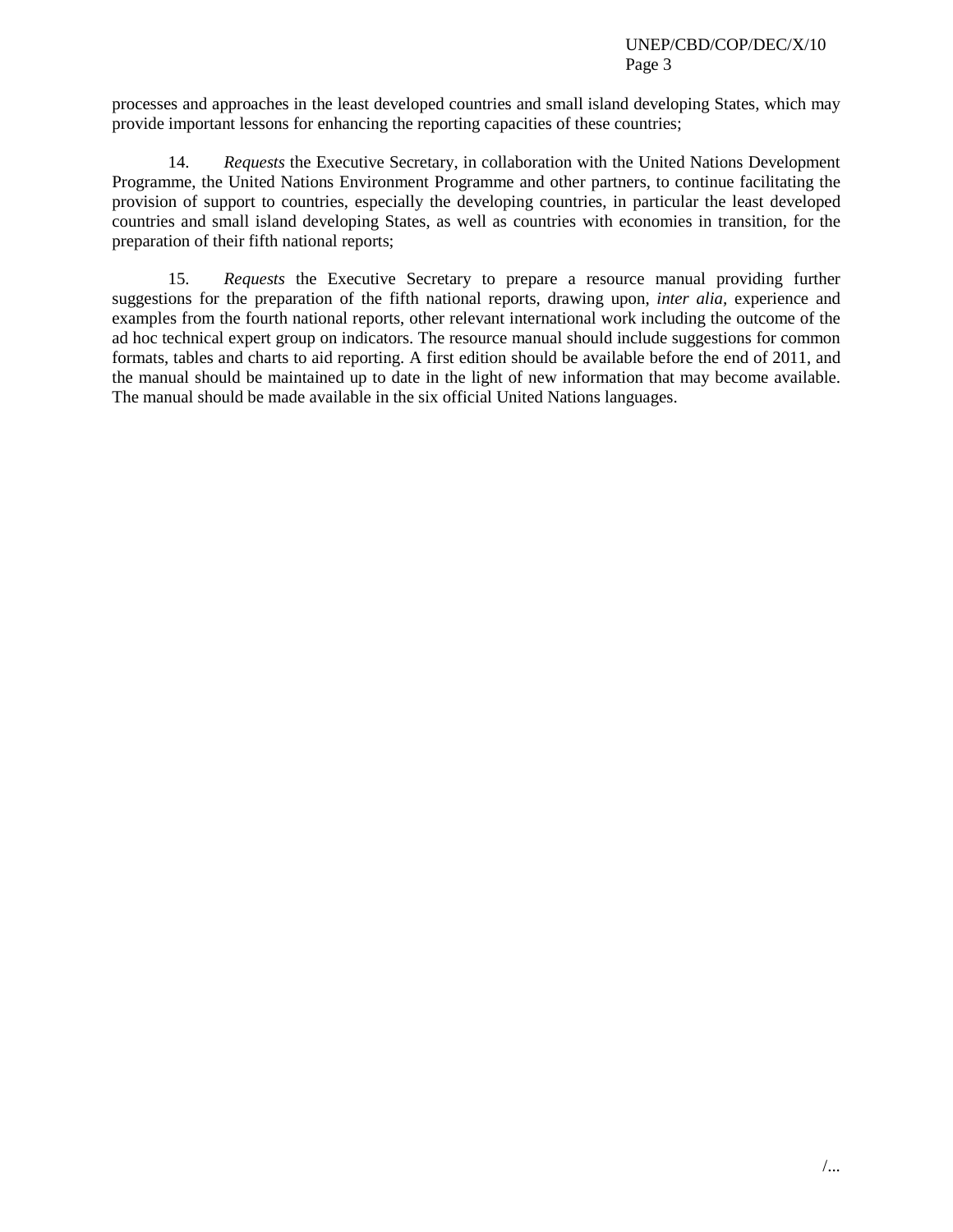processes and approaches in the least developed countries and small island developing States, which may provide important lessons for enhancing the reporting capacities of these countries;

14. *Requests* the Executive Secretary, in collaboration with the United Nations Development Programme, the United Nations Environment Programme and other partners, to continue facilitating the provision of support to countries, especially the developing countries, in particular the least developed countries and small island developing States, as well as countries with economies in transition, for the preparation of their fifth national reports;

15. *Requests* the Executive Secretary to prepare a resource manual providing further suggestions for the preparation of the fifth national reports, drawing upon, *inter alia,* experience and examples from the fourth national reports, other relevant international work including the outcome of the ad hoc technical expert group on indicators. The resource manual should include suggestions for common formats, tables and charts to aid reporting. A first edition should be available before the end of 2011, and the manual should be maintained up to date in the light of new information that may become available. The manual should be made available in the six official United Nations languages.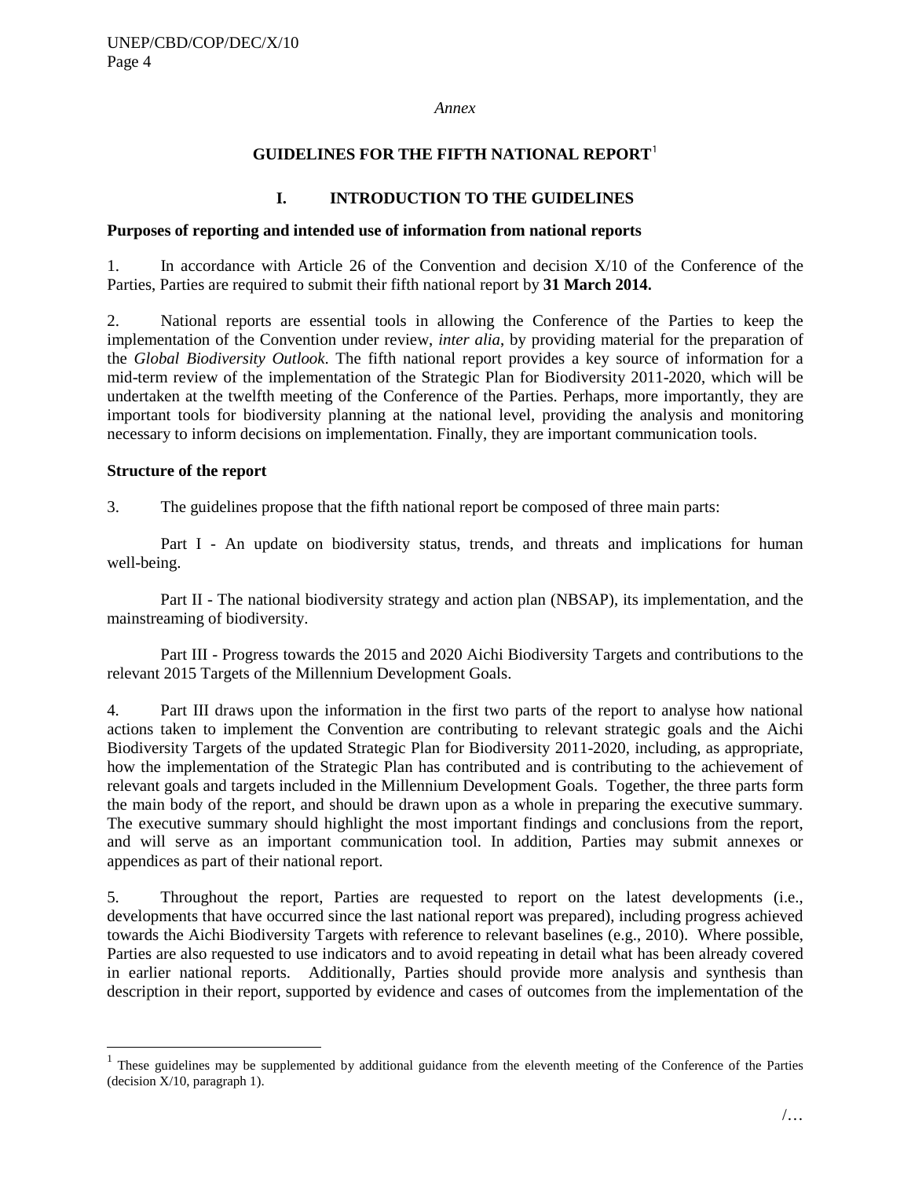*Annex*

# GUIDELINES FOR THE FIFTH NATIONAL REPORT[1]

## I. INTRODUCTION TO THE GUIDELINES

### Purposes of reporting and intended use of information from national reports

1. In accordance with Article 26 of the Convention and decision X/10 of the Conference of the Parties, Parties are required to submit their fifth national report by **31 March 2014.**

2. National reports are essential tools in allowing the Conference of the Parties to keep the implementation of the Convention under review, *inter alia*, by providing material for the preparation of the *Global Biodiversity Outlook*. The fifth national report provides a key source of information for a mid-term review of the implementation of the Strategic Plan for Biodiversity 2011-2020, which will be undertaken at the twelfth meeting of the Conference of the Parties. Perhaps, more importantly, they are important tools for biodiversity planning at the national level, providing the analysis and monitoring necessary to inform decisions on implementation. Finally, they are important communication tools.

### Structure of the report

3. The guidelines propose that the fifth national report be composed of three main parts:

Part I - An update on biodiversity status, trends, and threats and implications for human well-being.

Part II - The national biodiversity strategy and action plan (NBSAP), its implementation, and the mainstreaming of biodiversity.

Part III - Progress towards the 2015 and 2020 Aichi Biodiversity Targets and contributions to the relevant 2015 Targets of the Millennium Development Goals.

4. Part III draws upon the information in the first two parts of the report to analyse how national actions taken to implement the Convention are contributing to relevant strategic goals and the Aichi Biodiversity Targets of the updated Strategic Plan for Biodiversity 2011-2020, including, as appropriate, how the implementation of the Strategic Plan has contributed and is contributing to the achievement of relevant goals and targets included in the Millennium Development Goals. Together, the three parts form the main body of the report, and should be drawn upon as a whole in preparing the executive summary. The executive summary should highlight the most important findings and conclusions from the report, and will serve as an important communication tool. In addition, Parties may submit annexes or appendices as part of their national report.

5. Throughout the report, Parties are requested to report on the latest developments (i.e., developments that have occurred since the last national report was prepared), including progress achieved towards the Aichi Biodiversity Targets with reference to relevant baselines (e.g., 2010). Where possible, Parties are also requested to use indicators and to avoid repeating in detail what has been already covered in earlier national reports. Additionally, Parties should provide more analysis and synthesis than description in their report, supported by evidence and cases of outcomes from the implementation of the

---

[1] These guidelines may be supplemented by additional guidance from the eleventh meeting of the Conference of the Parties (decision X/10, paragraph 1).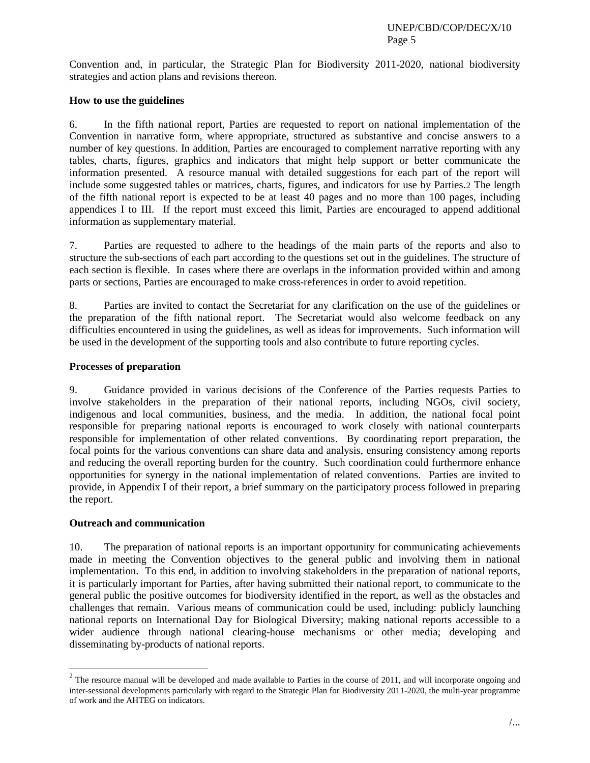Convention and, in particular, the Strategic Plan for Biodiversity 2011-2020, national biodiversity strategies and action plans and revisions thereon.

**How to use the guidelines**

6. In the fifth national report, Parties are requested to report on national implementation of the Convention in narrative form, where appropriate, structured as substantive and concise answers to a number of key questions. In addition, Parties are encouraged to complement narrative reporting with any tables, charts, figures, graphics and indicators that might help support or better communicate the information presented. A resource manual with detailed suggestions for each part of the report will include some suggested tables or matrices, charts, figures, and indicators for use by Parties.[2] The length of the fifth national report is expected to be at least 40 pages and no more than 100 pages, including appendices I to III. If the report must exceed this limit, Parties are encouraged to append additional information as supplementary material.

7. Parties are requested to adhere to the headings of the main parts of the reports and also to structure the sub-sections of each part according to the questions set out in the guidelines. The structure of each section is flexible. In cases where there are overlaps in the information provided within and among parts or sections, Parties are encouraged to make cross-references in order to avoid repetition.

8. Parties are invited to contact the Secretariat for any clarification on the use of the guidelines or the preparation of the fifth national report. The Secretariat would also welcome feedback on any difficulties encountered in using the guidelines, as well as ideas for improvements. Such information will be used in the development of the supporting tools and also contribute to future reporting cycles.

**Processes of preparation**

9. Guidance provided in various decisions of the Conference of the Parties requests Parties to involve stakeholders in the preparation of their national reports, including NGOs, civil society, indigenous and local communities, business, and the media. In addition, the national focal point responsible for preparing national reports is encouraged to work closely with national counterparts responsible for implementation of other related conventions. By coordinating report preparation, the focal points for the various conventions can share data and analysis, ensuring consistency among reports and reducing the overall reporting burden for the country. Such coordination could furthermore enhance opportunities for synergy in the national implementation of related conventions. Parties are invited to provide, in Appendix I of their report, a brief summary on the participatory process followed in preparing the report.

**Outreach and communication**

10. The preparation of national reports is an important opportunity for communicating achievements made in meeting the Convention objectives to the general public and involving them in national implementation. To this end, in addition to involving stakeholders in the preparation of national reports, it is particularly important for Parties, after having submitted their national report, to communicate to the general public the positive outcomes for biodiversity identified in the report, as well as the obstacles and challenges that remain. Various means of communication could be used, including: publicly launching national reports on International Day for Biological Diversity; making national reports accessible to a wider audience through national clearing-house mechanisms or other media; developing and disseminating by-products of national reports.

---

[2] The resource manual will be developed and made available to Parties in the course of 2011, and will incorporate ongoing and inter-sessional developments particularly with regard to the Strategic Plan for Biodiversity 2011-2020, the multi-year programme of work and the AHTEG on indicators.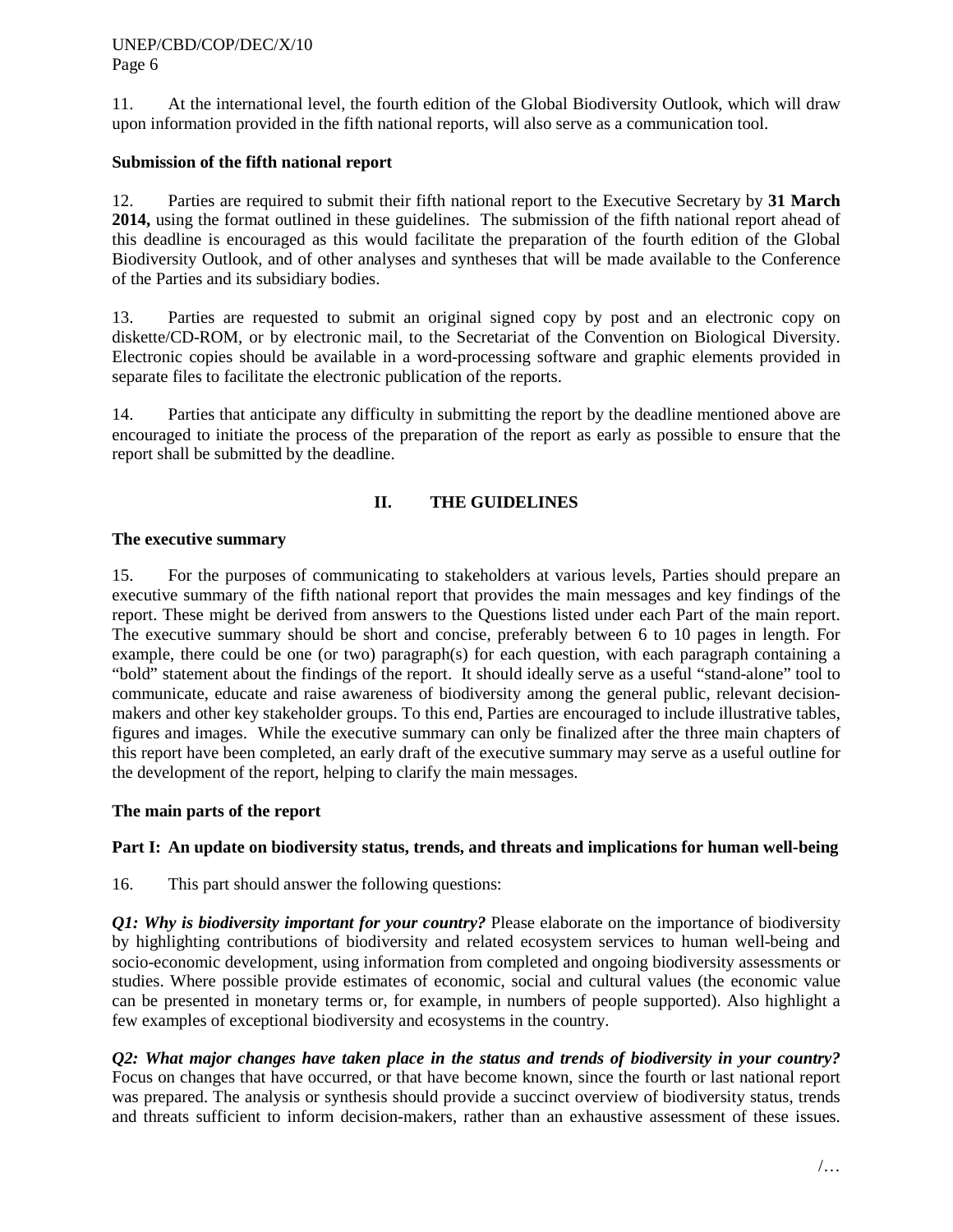11. At the international level, the fourth edition of the Global Biodiversity Outlook, which will draw upon information provided in the fifth national reports, will also serve as a communication tool.

**Submission of the fifth national report**

12. Parties are required to submit their fifth national report to the Executive Secretary by **31 March 2014,** using the format outlined in these guidelines. The submission of the fifth national report ahead of this deadline is encouraged as this would facilitate the preparation of the fourth edition of the Global Biodiversity Outlook, and of other analyses and syntheses that will be made available to the Conference of the Parties and its subsidiary bodies.

13. Parties are requested to submit an original signed copy by post and an electronic copy on diskette/CD-ROM, or by electronic mail, to the Secretariat of the Convention on Biological Diversity. Electronic copies should be available in a word-processing software and graphic elements provided in separate files to facilitate the electronic publication of the reports.

14. Parties that anticipate any difficulty in submitting the report by the deadline mentioned above are encouraged to initiate the process of the preparation of the report as early as possible to ensure that the report shall be submitted by the deadline.

## II. THE GUIDELINES

**The executive summary**

15. For the purposes of communicating to stakeholders at various levels, Parties should prepare an executive summary of the fifth national report that provides the main messages and key findings of the report. These might be derived from answers to the Questions listed under each Part of the main report. The executive summary should be short and concise, preferably between 6 to 10 pages in length. For example, there could be one (or two) paragraph(s) for each question, with each paragraph containing a "bold" statement about the findings of the report. It should ideally serve as a useful "stand-alone" tool to communicate, educate and raise awareness of biodiversity among the general public, relevant decision-makers and other key stakeholder groups. To this end, Parties are encouraged to include illustrative tables, figures and images. While the executive summary can only be finalized after the three main chapters of this report have been completed, an early draft of the executive summary may serve as a useful outline for the development of the report, helping to clarify the main messages.

**The main parts of the report**

**Part I: An update on biodiversity status, trends, and threats and implications for human well-being**

16. This part should answer the following questions:

***Q1: Why is biodiversity important for your country?*** Please elaborate on the importance of biodiversity by highlighting contributions of biodiversity and related ecosystem services to human well-being and socio-economic development, using information from completed and ongoing biodiversity assessments or studies. Where possible provide estimates of economic, social and cultural values (the economic value can be presented in monetary terms or, for example, in numbers of people supported). Also highlight a few examples of exceptional biodiversity and ecosystems in the country.

***Q2: What major changes have taken place in the status and trends of biodiversity in your country?*** Focus on changes that have occurred, or that have become known, since the fourth or last national report was prepared. The analysis or synthesis should provide a succinct overview of biodiversity status, trends and threats sufficient to inform decision-makers, rather than an exhaustive assessment of these issues.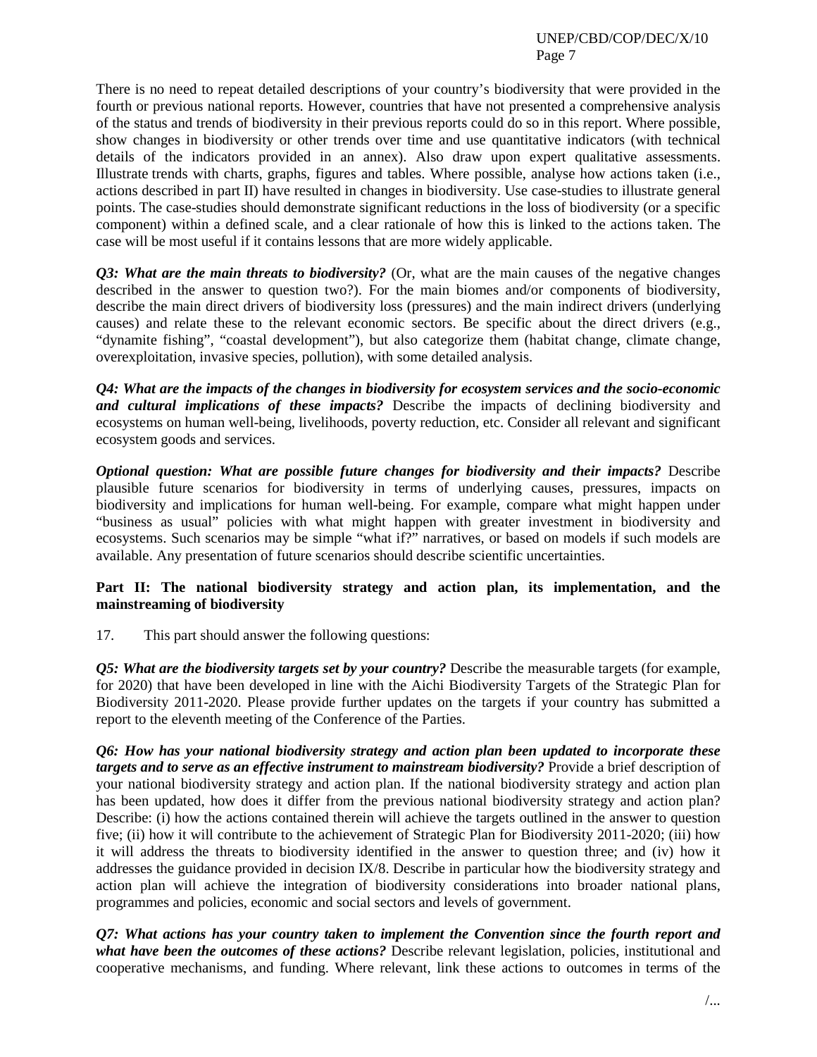There is no need to repeat detailed descriptions of your country's biodiversity that were provided in the fourth or previous national reports. However, countries that have not presented a comprehensive analysis of the status and trends of biodiversity in their previous reports could do so in this report. Where possible, show changes in biodiversity or other trends over time and use quantitative indicators (with technical details of the indicators provided in an annex). Also draw upon expert qualitative assessments. Illustrate trends with charts, graphs, figures and tables. Where possible, analyse how actions taken (i.e., actions described in part II) have resulted in changes in biodiversity. Use case-studies to illustrate general points. The case-studies should demonstrate significant reductions in the loss of biodiversity (or a specific component) within a defined scale, and a clear rationale of how this is linked to the actions taken. The case will be most useful if it contains lessons that are more widely applicable.

***Q3: What are the main threats to biodiversity?*** (Or, what are the main causes of the negative changes described in the answer to question two?). For the main biomes and/or components of biodiversity, describe the main direct drivers of biodiversity loss (pressures) and the main indirect drivers (underlying causes) and relate these to the relevant economic sectors. Be specific about the direct drivers (e.g., "dynamite fishing", "coastal development"), but also categorize them (habitat change, climate change, overexploitation, invasive species, pollution), with some detailed analysis.

***Q4: What are the impacts of the changes in biodiversity for ecosystem services and the socio-economic and cultural implications of these impacts?*** Describe the impacts of declining biodiversity and ecosystems on human well-being, livelihoods, poverty reduction, etc. Consider all relevant and significant ecosystem goods and services.

***Optional question: What are possible future changes for biodiversity and their impacts?*** Describe plausible future scenarios for biodiversity in terms of underlying causes, pressures, impacts on biodiversity and implications for human well-being. For example, compare what might happen under "business as usual" policies with what might happen with greater investment in biodiversity and ecosystems. Such scenarios may be simple "what if?" narratives, or based on models if such models are available. Any presentation of future scenarios should describe scientific uncertainties.

**Part II: The national biodiversity strategy and action plan, its implementation, and the mainstreaming of biodiversity**

17. This part should answer the following questions:

***Q5: What are the biodiversity targets set by your country?*** Describe the measurable targets (for example, for 2020) that have been developed in line with the Aichi Biodiversity Targets of the Strategic Plan for Biodiversity 2011-2020. Please provide further updates on the targets if your country has submitted a report to the eleventh meeting of the Conference of the Parties.

***Q6: How has your national biodiversity strategy and action plan been updated to incorporate these targets and to serve as an effective instrument to mainstream biodiversity?*** Provide a brief description of your national biodiversity strategy and action plan. If the national biodiversity strategy and action plan has been updated, how does it differ from the previous national biodiversity strategy and action plan? Describe: (i) how the actions contained therein will achieve the targets outlined in the answer to question five; (ii) how it will contribute to the achievement of Strategic Plan for Biodiversity 2011-2020; (iii) how it will address the threats to biodiversity identified in the answer to question three; and (iv) how it addresses the guidance provided in decision IX/8. Describe in particular how the biodiversity strategy and action plan will achieve the integration of biodiversity considerations into broader national plans, programmes and policies, economic and social sectors and levels of government.

***Q7: What actions has your country taken to implement the Convention since the fourth report and what have been the outcomes of these actions?*** Describe relevant legislation, policies, institutional and cooperative mechanisms, and funding. Where relevant, link these actions to outcomes in terms of the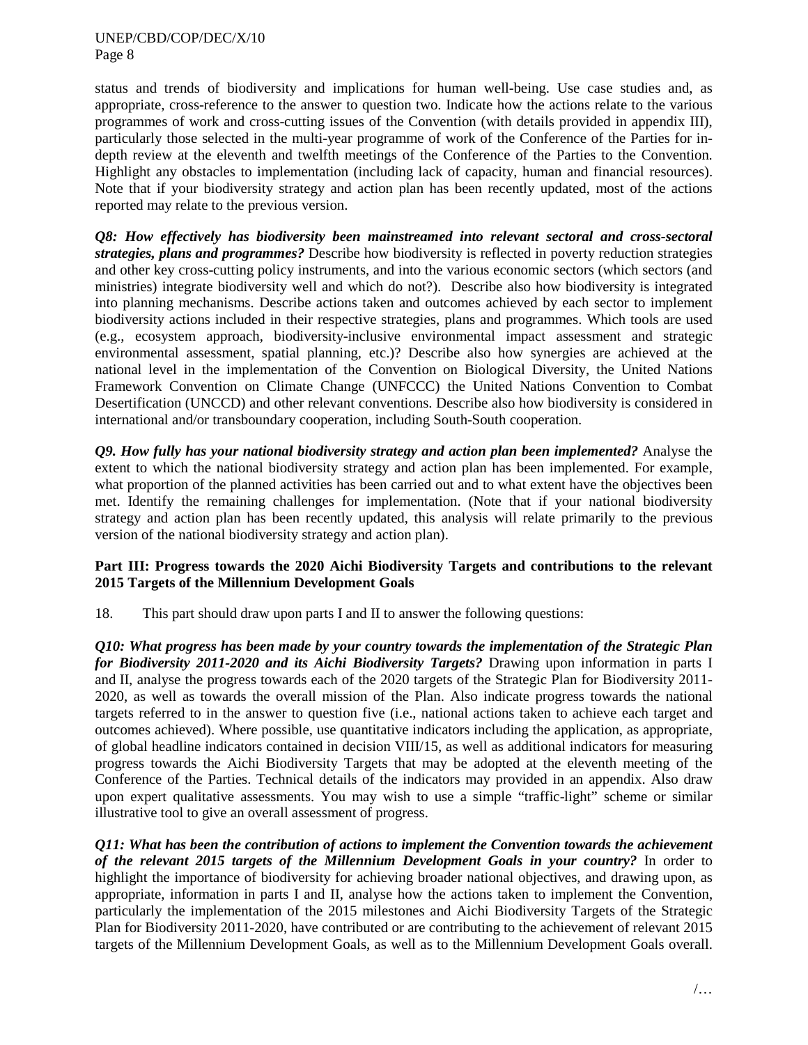status and trends of biodiversity and implications for human well-being. Use case studies and, as appropriate, cross-reference to the answer to question two. Indicate how the actions relate to the various programmes of work and cross-cutting issues of the Convention (with details provided in appendix III), particularly those selected in the multi-year programme of work of the Conference of the Parties for in-depth review at the eleventh and twelfth meetings of the Conference of the Parties to the Convention. Highlight any obstacles to implementation (including lack of capacity, human and financial resources). Note that if your biodiversity strategy and action plan has been recently updated, most of the actions reported may relate to the previous version.

***Q8: How effectively has biodiversity been mainstreamed into relevant sectoral and cross-sectoral strategies, plans and programmes?*** Describe how biodiversity is reflected in poverty reduction strategies and other key cross-cutting policy instruments, and into the various economic sectors (which sectors (and ministries) integrate biodiversity well and which do not?). Describe also how biodiversity is integrated into planning mechanisms. Describe actions taken and outcomes achieved by each sector to implement biodiversity actions included in their respective strategies, plans and programmes. Which tools are used (e.g., ecosystem approach, biodiversity-inclusive environmental impact assessment and strategic environmental assessment, spatial planning, etc.)? Describe also how synergies are achieved at the national level in the implementation of the Convention on Biological Diversity, the United Nations Framework Convention on Climate Change (UNFCCC) the United Nations Convention to Combat Desertification (UNCCD) and other relevant conventions. Describe also how biodiversity is considered in international and/or transboundary cooperation, including South-South cooperation.

***Q9. How fully has your national biodiversity strategy and action plan been implemented?*** Analyse the extent to which the national biodiversity strategy and action plan has been implemented. For example, what proportion of the planned activities has been carried out and to what extent have the objectives been met. Identify the remaining challenges for implementation. (Note that if your national biodiversity strategy and action plan has been recently updated, this analysis will relate primarily to the previous version of the national biodiversity strategy and action plan).

**Part III: Progress towards the 2020 Aichi Biodiversity Targets and contributions to the relevant 2015 Targets of the Millennium Development Goals**

18. This part should draw upon parts I and II to answer the following questions:

***Q10: What progress has been made by your country towards the implementation of the Strategic Plan for Biodiversity 2011-2020 and its Aichi Biodiversity Targets?*** Drawing upon information in parts I and II, analyse the progress towards each of the 2020 targets of the Strategic Plan for Biodiversity 2011-2020, as well as towards the overall mission of the Plan. Also indicate progress towards the national targets referred to in the answer to question five (i.e., national actions taken to achieve each target and outcomes achieved). Where possible, use quantitative indicators including the application, as appropriate, of global headline indicators contained in decision VIII/15, as well as additional indicators for measuring progress towards the Aichi Biodiversity Targets that may be adopted at the eleventh meeting of the Conference of the Parties. Technical details of the indicators may provided in an appendix. Also draw upon expert qualitative assessments. You may wish to use a simple "traffic-light" scheme or similar illustrative tool to give an overall assessment of progress.

***Q11: What has been the contribution of actions to implement the Convention towards the achievement of the relevant 2015 targets of the Millennium Development Goals in your country?*** In order to highlight the importance of biodiversity for achieving broader national objectives, and drawing upon, as appropriate, information in parts I and II, analyse how the actions taken to implement the Convention, particularly the implementation of the 2015 milestones and Aichi Biodiversity Targets of the Strategic Plan for Biodiversity 2011-2020, have contributed or are contributing to the achievement of relevant 2015 targets of the Millennium Development Goals, as well as to the Millennium Development Goals overall.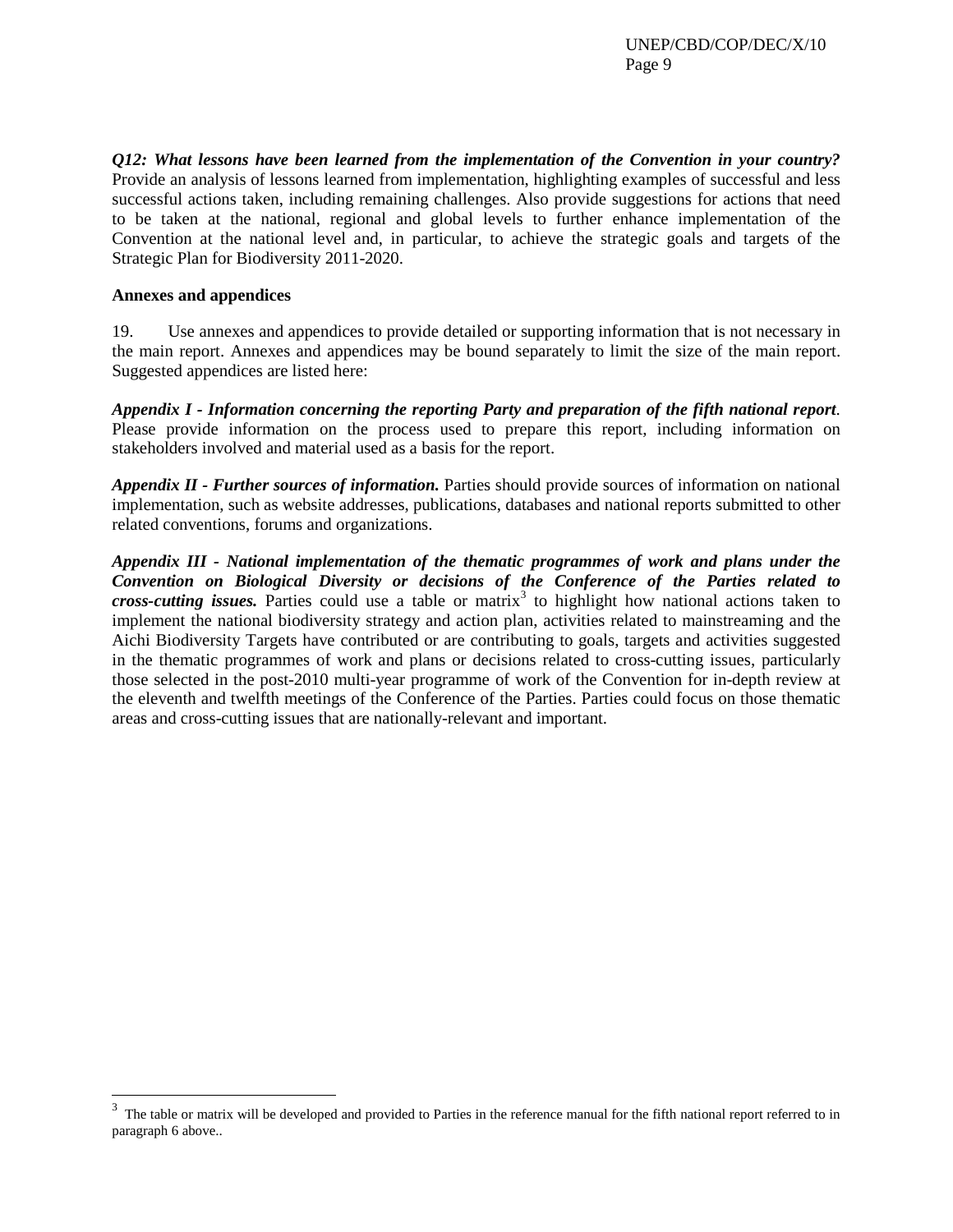***Q12: What lessons have been learned from the implementation of the Convention in your country?*** Provide an analysis of lessons learned from implementation, highlighting examples of successful and less successful actions taken, including remaining challenges. Also provide suggestions for actions that need to be taken at the national, regional and global levels to further enhance implementation of the Convention at the national level and, in particular, to achieve the strategic goals and targets of the Strategic Plan for Biodiversity 2011-2020.

**Annexes and appendices**

19. Use annexes and appendices to provide detailed or supporting information that is not necessary in the main report. Annexes and appendices may be bound separately to limit the size of the main report. Suggested appendices are listed here:

***Appendix I - Information concerning the reporting Party and preparation of the fifth national report***. Please provide information on the process used to prepare this report, including information on stakeholders involved and material used as a basis for the report.

***Appendix II - Further sources of information.*** Parties should provide sources of information on national implementation, such as website addresses, publications, databases and national reports submitted to other related conventions, forums and organizations.

***Appendix III - National implementation of the thematic programmes of work and plans under the Convention on Biological Diversity or decisions of the Conference of the Parties related to cross-cutting issues.*** Parties could use a table or matrix[3] to highlight how national actions taken to implement the national biodiversity strategy and action plan, activities related to mainstreaming and the Aichi Biodiversity Targets have contributed or are contributing to goals, targets and activities suggested in the thematic programmes of work and plans or decisions related to cross-cutting issues, particularly those selected in the post-2010 multi-year programme of work of the Convention for in-depth review at the eleventh and twelfth meetings of the Conference of the Parties. Parties could focus on those thematic areas and cross-cutting issues that are nationally-relevant and important.

---

[3] The table or matrix will be developed and provided to Parties in the reference manual for the fifth national report referred to in paragraph 6 above..